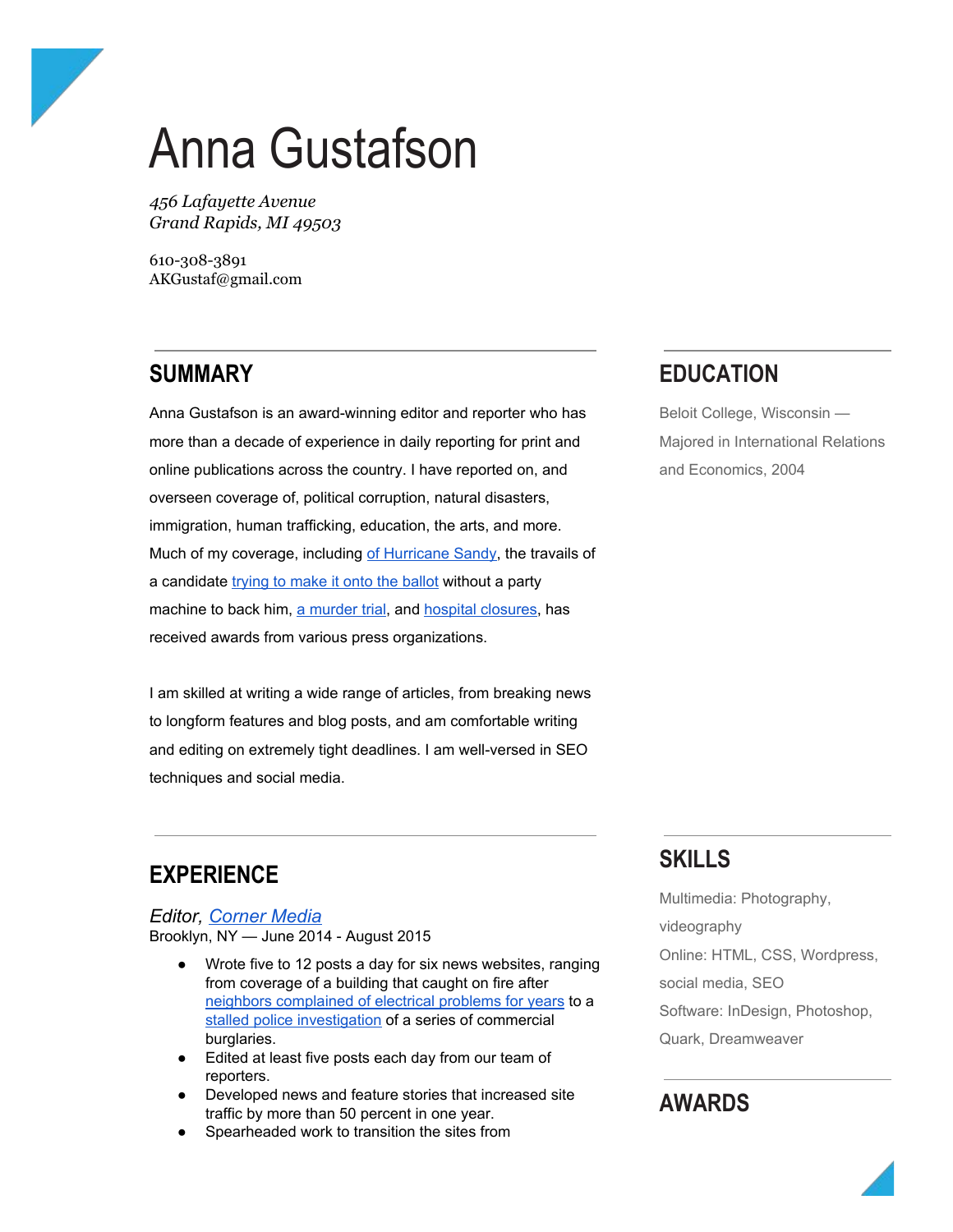# Anna Gustafson

*456 Lafayette Avenue*
*Grand Rapids, MI 49503*

610-308-3891
AKGustaf@gmail.com

## SUMMARY

Anna Gustafson is an award-winning editor and reporter who has more than a decade of experience in daily reporting for print and online publications across the country. I have reported on, and overseen coverage of, political corruption, natural disasters, immigration, human trafficking, education, the arts, and more. Much of my coverage, including of Hurricane Sandy, the travails of a candidate trying to make it onto the ballot without a party machine to back him, a murder trial, and hospital closures, has received awards from various press organizations.

I am skilled at writing a wide range of articles, from breaking news to longform features and blog posts, and am comfortable writing and editing on extremely tight deadlines. I am well-versed in SEO techniques and social media.

## EXPERIENCE

### *Editor, Corner Media*

Brooklyn, NY — June 2014 - August 2015

- Wrote five to 12 posts a day for six news websites, ranging from coverage of a building that caught on fire after neighbors complained of electrical problems for years to a stalled police investigation of a series of commercial burglaries.
- Edited at least five posts each day from our team of reporters.
- Developed news and feature stories that increased site traffic by more than 50 percent in one year.
- Spearheaded work to transition the sites from

## EDUCATION

Beloit College, Wisconsin — Majored in International Relations and Economics, 2004

## SKILLS

Multimedia: Photography, videography
Online: HTML, CSS, Wordpress, social media, SEO
Software: InDesign, Photoshop, Quark, Dreamweaver

## AWARDS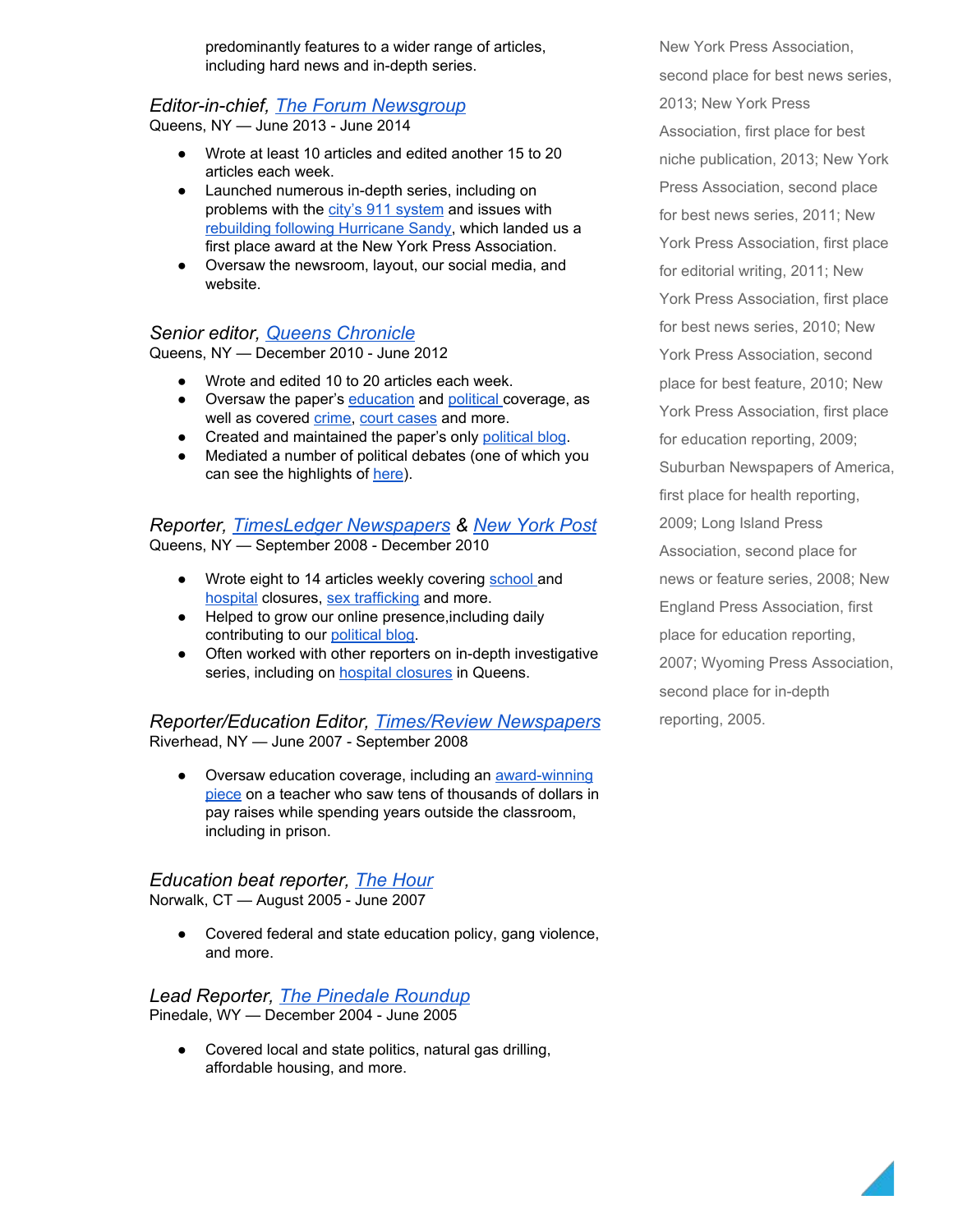predominantly features to a wider range of articles, including hard news and in-depth series.

### *Editor-in-chief, The Forum Newsgroup*

Queens, NY — June 2013 - June 2014

- Wrote at least 10 articles and edited another 15 to 20 articles each week.
- Launched numerous in-depth series, including on problems with the city's 911 system and issues with rebuilding following Hurricane Sandy, which landed us a first place award at the New York Press Association.
- Oversaw the newsroom, layout, our social media, and website.

### *Senior editor, Queens Chronicle*

Queens, NY — December 2010 - June 2012

- Wrote and edited 10 to 20 articles each week.
- Oversaw the paper's education and political coverage, as well as covered crime, court cases and more.
- Created and maintained the paper's only political blog.
- Mediated a number of political debates (one of which you can see the highlights of here).

### *Reporter, TimesLedger Newspapers & New York Post*

Queens, NY — September 2008 - December 2010

- Wrote eight to 14 articles weekly covering school and hospital closures, sex trafficking and more.
- Helped to grow our online presence,including daily contributing to our political blog.
- Often worked with other reporters on in-depth investigative series, including on hospital closures in Queens.

### *Reporter/Education Editor, Times/Review Newspapers*

Riverhead, NY — June 2007 - September 2008

- Oversaw education coverage, including an award-winning piece on a teacher who saw tens of thousands of dollars in pay raises while spending years outside the classroom, including in prison.

### *Education beat reporter, The Hour*

Norwalk, CT — August 2005 - June 2007

- Covered federal and state education policy, gang violence, and more.

### *Lead Reporter, The Pinedale Roundup*

Pinedale, WY — December 2004 - June 2005

- Covered local and state politics, natural gas drilling, affordable housing, and more.

New York Press Association, second place for best news series, 2013; New York Press Association, first place for best niche publication, 2013; New York Press Association, second place for best news series, 2011; New York Press Association, first place for editorial writing, 2011; New York Press Association, first place for best news series, 2010; New York Press Association, second place for best feature, 2010; New York Press Association, first place for education reporting, 2009; Suburban Newspapers of America, first place for health reporting, 2009; Long Island Press Association, second place for news or feature series, 2008; New England Press Association, first place for education reporting, 2007; Wyoming Press Association, second place for in-depth reporting, 2005.